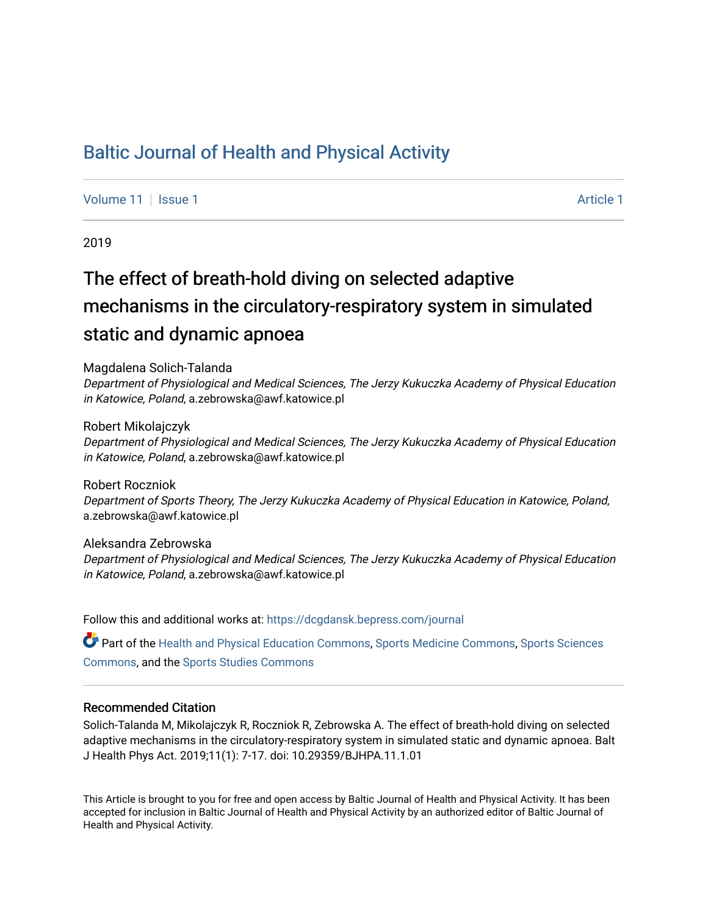# Baltic Journal of Health and Physical Activity

Volume 11 | Issue 1 | Article 1

2019

## The effect of breath-hold diving on selected adaptive mechanisms in the circulatory-respiratory system in simulated static and dynamic apnoea

Magdalena Solich-Talanda
*Department of Physiological and Medical Sciences, The Jerzy Kukuczka Academy of Physical Education in Katowice, Poland*, a.zebrowska@awf.katowice.pl

Robert Mikolajczyk
*Department of Physiological and Medical Sciences, The Jerzy Kukuczka Academy of Physical Education in Katowice, Poland*, a.zebrowska@awf.katowice.pl

Robert Roczniok
*Department of Sports Theory, The Jerzy Kukuczka Academy of Physical Education in Katowice, Poland*, a.zebrowska@awf.katowice.pl

Aleksandra Zebrowska
*Department of Physiological and Medical Sciences, The Jerzy Kukuczka Academy of Physical Education in Katowice, Poland*, a.zebrowska@awf.katowice.pl

Follow this and additional works at: https://dcgdansk.bepress.com/journal

Part of the Health and Physical Education Commons, Sports Medicine Commons, Sports Sciences Commons, and the Sports Studies Commons

### Recommended Citation

Solich-Talanda M, Mikolajczyk R, Roczniok R, Zebrowska A. The effect of breath-hold diving on selected adaptive mechanisms in the circulatory-respiratory system in simulated static and dynamic apnoea. Balt J Health Phys Act. 2019;11(1): 7-17. doi: 10.29359/BJHPA.11.1.01

This Article is brought to you for free and open access by Baltic Journal of Health and Physical Activity. It has been accepted for inclusion in Baltic Journal of Health and Physical Activity by an authorized editor of Baltic Journal of Health and Physical Activity.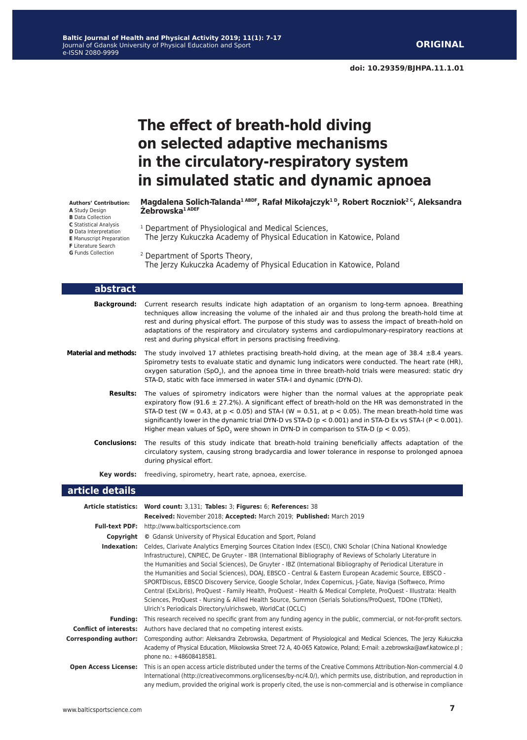**ORIGINAL**

**doi: 10.29359/BJHPA.11.1.01**

# The effect of breath-hold diving on selected adaptive mechanisms in the circulatory-respiratory system in simulated static and dynamic apnoea

**Authors' Contribution:**
**A** Study Design
**B** Data Collection
**C** Statistical Analysis
**D** Data Interpretation
**E** Manuscript Preparation
**F** Literature Search
**G** Funds Collection

**Magdalena Solich-Talanda[1 ABDF], Rafał Mikołajczyk[1 D], Robert Roczniok[2 C], Aleksandra Żebrowska[1 ADEF]**

[1] Department of Physiological and Medical Sciences, The Jerzy Kukuczka Academy of Physical Education in Katowice, Poland

[2] Department of Sports Theory, The Jerzy Kukuczka Academy of Physical Education in Katowice, Poland

## abstract

**Background:** Current research results indicate high adaptation of an organism to long-term apnoea. Breathing techniques allow increasing the volume of the inhaled air and thus prolong the breath-hold time at rest and during physical effort. The purpose of this study was to assess the impact of breath-hold on adaptations of the respiratory and circulatory systems and cardiopulmonary-respiratory reactions at rest and during physical effort in persons practising freediving.

**Material and methods:** The study involved 17 athletes practising breath-hold diving, at the mean age of 38.4 ±8.4 years. Spirometry tests to evaluate static and dynamic lung indicators were conducted. The heart rate (HR), oxygen saturation ($SpO_2$), and the apnoea time in three breath-hold trials were measured: static dry STA-D, static with face immersed in water STA-I and dynamic (DYN-D).

**Results:** The values of spirometry indicators were higher than the normal values at the appropriate peak expiratory flow (91.6 ± 27.2%). A significant effect of breath-hold on the HR was demonstrated in the STA-D test (W = 0.43, at $p < 0.05$) and STA-I (W = 0.51, at $p < 0.05$). The mean breath-hold time was significantly lower in the dynamic trial DYN-D vs STA-D ($p < 0.001$) and in STA-D Ex vs STA-I ($P < 0.001$). Higher mean values of $SpO_2$ were shown in DYN-D in comparison to STA-D ($p < 0.05$).

**Conclusions:** The results of this study indicate that breath-hold training beneficially affects adaptation of the circulatory system, causing strong bradycardia and lower tolerance in response to prolonged apnoea during physical effort.

**Key words:** freediving, spirometry, heart rate, apnoea, exercise.

## article details

**Article statistics:** **Word count:** 3,131; **Tables:** 3; **Figures:** 6; **References:** 38
**Received:** November 2018; **Accepted:** March 2019; **Published:** March 2019

**Full-text PDF:** http://www.balticsportscience.com

**Copyright** © Gdansk University of Physical Education and Sport, Poland

**Indexation:** Celdes, Clarivate Analytics Emerging Sources Citation Index (ESCI), CNKI Scholar (China National Knowledge Infrastructure), CNPIEC, De Gruyter - IBR (International Bibliography of Reviews of Scholarly Literature in the Humanities and Social Sciences), De Gruyter - IBZ (International Bibliography of Periodical Literature in the Humanities and Social Sciences), DOAJ, EBSCO - Central & Eastern European Academic Source, EBSCO - SPORTDiscus, EBSCO Discovery Service, Google Scholar, Index Copernicus, J-Gate, Naviga (Softweco, Primo Central (ExLibris), ProQuest - Family Health, ProQuest - Health & Medical Complete, ProQuest - Illustrata: Health Sciences, ProQuest - Nursing & Allied Health Source, Summon (Serials Solutions/ProQuest, TDOne (TDNet), Ulrich's Periodicals Directory/ulrichsweb, WorldCat (OCLC)

**Funding:** This research received no specific grant from any funding agency in the public, commercial, or not-for-profit sectors.

**Conflict of interests:** Authors have declared that no competing interest exists.

**Corresponding author:** Corresponding author: Aleksandra Zebrowska, Department of Physiological and Medical Sciences, The Jerzy Kukuczka Academy of Physical Education, Mikolowska Street 72 A, 40-065 Katowice, Poland; E-mail: a.zebrowska@awf.katowice.pl ; phone no.: +48608418581.

**Open Access License:** This is an open access article distributed under the terms of the Creative Commons Attribution-Non-commercial 4.0 International (http://creativecommons.org/licenses/by-nc/4.0/), which permits use, distribution, and reproduction in any medium, provided the original work is properly cited, the use is non-commercial and is otherwise in compliance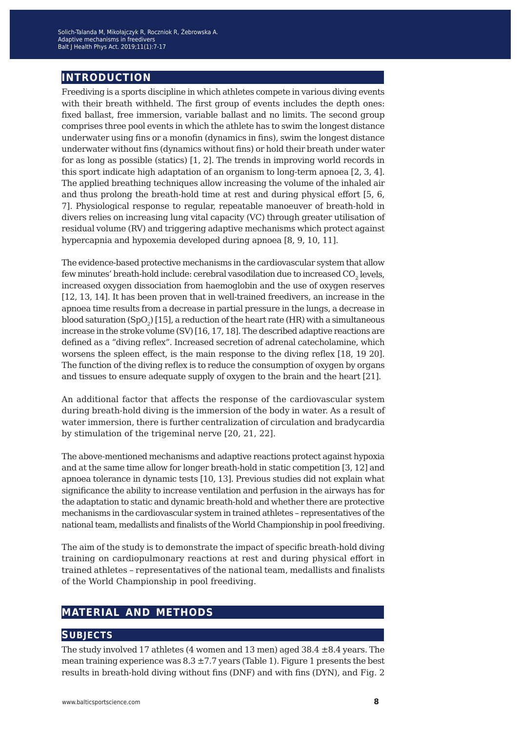## INTRODUCTION

Freediving is a sports discipline in which athletes compete in various diving events with their breath withheld. The first group of events includes the depth ones: fixed ballast, free immersion, variable ballast and no limits. The second group comprises three pool events in which the athlete has to swim the longest distance underwater using fins or a monofin (dynamics in fins), swim the longest distance underwater without fins (dynamics without fins) or hold their breath under water for as long as possible (statics) [1, 2]. The trends in improving world records in this sport indicate high adaptation of an organism to long-term apnoea [2, 3, 4]. The applied breathing techniques allow increasing the volume of the inhaled air and thus prolong the breath-hold time at rest and during physical effort [5, 6, 7]. Physiological response to regular, repeatable manoeuver of breath-hold in divers relies on increasing lung vital capacity (VC) through greater utilisation of residual volume (RV) and triggering adaptive mechanisms which protect against hypercapnia and hypoxemia developed during apnoea [8, 9, 10, 11].

The evidence-based protective mechanisms in the cardiovascular system that allow few minutes' breath-hold include: cerebral vasodilation due to increased $CO_2$ levels, increased oxygen dissociation from haemoglobin and the use of oxygen reserves [12, 13, 14]. It has been proven that in well-trained freedivers, an increase in the apnoea time results from a decrease in partial pressure in the lungs, a decrease in blood saturation ($SpO_2$) [15], a reduction of the heart rate (HR) with a simultaneous increase in the stroke volume (SV) [16, 17, 18]. The described adaptive reactions are defined as a "diving reflex". Increased secretion of adrenal catecholamine, which worsens the spleen effect, is the main response to the diving reflex [18, 19 20]. The function of the diving reflex is to reduce the consumption of oxygen by organs and tissues to ensure adequate supply of oxygen to the brain and the heart [21].

An additional factor that affects the response of the cardiovascular system during breath-hold diving is the immersion of the body in water. As a result of water immersion, there is further centralization of circulation and bradycardia by stimulation of the trigeminal nerve [20, 21, 22].

The above-mentioned mechanisms and adaptive reactions protect against hypoxia and at the same time allow for longer breath-hold in static competition [3, 12] and apnoea tolerance in dynamic tests [10, 13]. Previous studies did not explain what significance the ability to increase ventilation and perfusion in the airways has for the adaptation to static and dynamic breath-hold and whether there are protective mechanisms in the cardiovascular system in trained athletes – representatives of the national team, medallists and finalists of the World Championship in pool freediving.

The aim of the study is to demonstrate the impact of specific breath-hold diving training on cardiopulmonary reactions at rest and during physical effort in trained athletes – representatives of the national team, medallists and finalists of the World Championship in pool freediving.

## MATERIAL AND METHODS

### SUBJECTS

The study involved 17 athletes (4 women and 13 men) aged 38.4 ±8.4 years. The mean training experience was 8.3 ±7.7 years (Table 1). Figure 1 presents the best results in breath-hold diving without fins (DNF) and with fins (DYN), and Fig. 2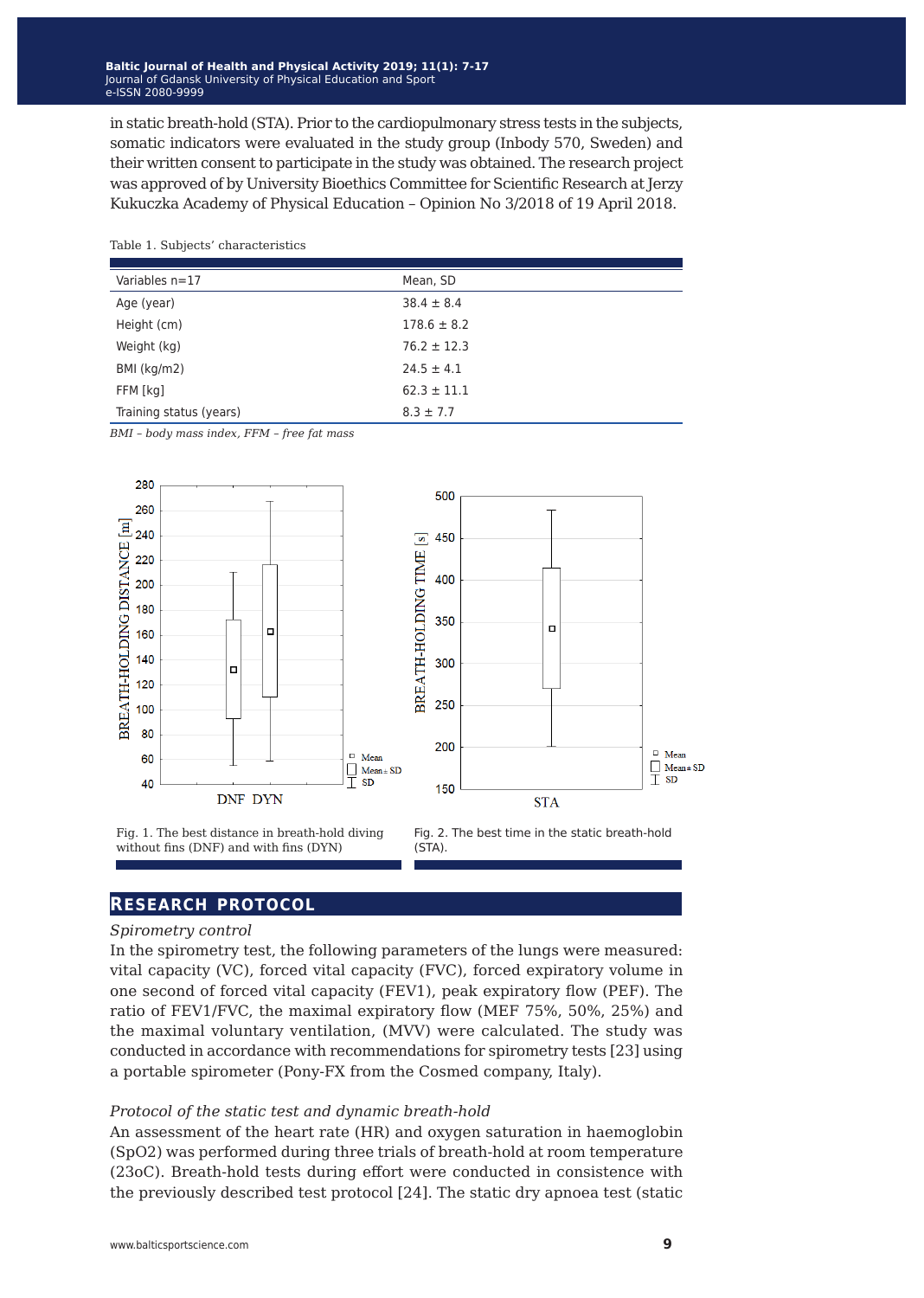in static breath-hold (STA). Prior to the cardiopulmonary stress tests in the subjects, somatic indicators were evaluated in the study group (Inbody 570, Sweden) and their written consent to participate in the study was obtained. The research project was approved of by University Bioethics Committee for Scientific Research at Jerzy Kukuczka Academy of Physical Education – Opinion No 3/2018 of 19 April 2018.

Table 1. Subjects' characteristics

| Variables n=17 | Mean, SD |
|---|---|
| Age (year) | 38.4 ± 8.4 |
| Height (cm) | 178.6 ± 8.2 |
| Weight (kg) | 76.2 ± 12.3 |
| BMI (kg/m2) | 24.5 ± 4.1 |
| FFM [kg] | 62.3 ± 11.1 |
| Training status (years) | 8.3 ± 7.7 |

*BMI – body mass index, FFM – free fat mass*

Fig. 1. The best distance in breath-hold diving without fins (DNF) and with fins (DYN)

Fig. 2. The best time in the static breath-hold (STA).

## Research protocol

*Spirometry control*

In the spirometry test, the following parameters of the lungs were measured: vital capacity (VC), forced vital capacity (FVC), forced expiratory volume in one second of forced vital capacity (FEV1), peak expiratory flow (PEF). The ratio of FEV1/FVC, the maximal expiratory flow (MEF 75%, 50%, 25%) and the maximal voluntary ventilation, (MVV) were calculated. The study was conducted in accordance with recommendations for spirometry tests [23] using a portable spirometer (Pony-FX from the Cosmed company, Italy).

*Protocol of the static test and dynamic breath-hold*

An assessment of the heart rate (HR) and oxygen saturation in haemoglobin (SpO2) was performed during three trials of breath-hold at room temperature (23oC). Breath-hold tests during effort were conducted in consistence with the previously described test protocol [24]. The static dry apnoea test (static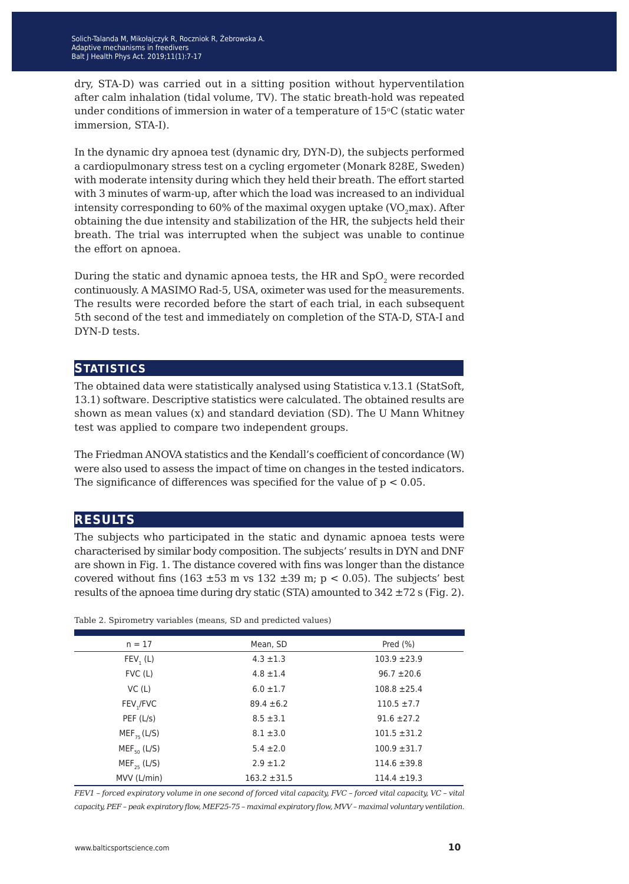dry, STA-D) was carried out in a sitting position without hyperventilation after calm inhalation (tidal volume, TV). The static breath-hold was repeated under conditions of immersion in water of a temperature of 15°C (static water immersion, STA-I).

In the dynamic dry apnoea test (dynamic dry, DYN-D), the subjects performed a cardiopulmonary stress test on a cycling ergometer (Monark 828E, Sweden) with moderate intensity during which they held their breath. The effort started with 3 minutes of warm-up, after which the load was increased to an individual intensity corresponding to 60% of the maximal oxygen uptake ($VO_2$max). After obtaining the due intensity and stabilization of the HR, the subjects held their breath. The trial was interrupted when the subject was unable to continue the effort on apnoea.

During the static and dynamic apnoea tests, the HR and $SpO_2$ were recorded continuously. A MASIMO Rad-5, USA, oximeter was used for the measurements. The results were recorded before the start of each trial, in each subsequent 5th second of the test and immediately on completion of the STA-D, STA-I and DYN-D tests.

## STATISTICS

The obtained data were statistically analysed using Statistica v.13.1 (StatSoft, 13.1) software. Descriptive statistics were calculated. The obtained results are shown as mean values (x) and standard deviation (SD). The U Mann Whitney test was applied to compare two independent groups.

The Friedman ANOVA statistics and the Kendall's coefficient of concordance (W) were also used to assess the impact of time on changes in the tested indicators. The significance of differences was specified for the value of $p < 0.05$.

## RESULTS

The subjects who participated in the static and dynamic apnoea tests were characterised by similar body composition. The subjects' results in DYN and DNF are shown in Fig. 1. The distance covered with fins was longer than the distance covered without fins (163 ±53 m vs 132 ±39 m; $p < 0.05$). The subjects' best results of the apnoea time during dry static (STA) amounted to 342 ±72 s (Fig. 2).

Table 2. Spirometry variables (means, SD and predicted values)

| n = 17 | Mean, SD | Pred (%) |
|---|---|---|
| $FEV_1$ (L) | 4.3 ±1.3 | 103.9 ±23.9 |
| FVC (L) | 4.8 ±1.4 | 96.7 ±20.6 |
| VC (L) | 6.0 ±1.7 | 108.8 ±25.4 |
| $FEV_1$/FVC | 89.4 ±6.2 | 110.5 ±7.7 |
| PEF (L/s) | 8.5 ±3.1 | 91.6 ±27.2 |
| $MEF_{75}$ (L/S) | 8.1 ±3.0 | 101.5 ±31.2 |
| $MEF_{50}$ (L/S) | 5.4 ±2.0 | 100.9 ±31.7 |
| $MEF_{25}$ (L/S) | 2.9 ±1.2 | 114.6 ±39.8 |
| MVV (L/min) | 163.2 ±31.5 | 114.4 ±19.3 |

*FEV1 – forced expiratory volume in one second of forced vital capacity, FVC – forced vital capacity, VC – vital capacity, PEF – peak expiratory flow, MEF25-75 – maximal expiratory flow, MVV – maximal voluntary ventilation.*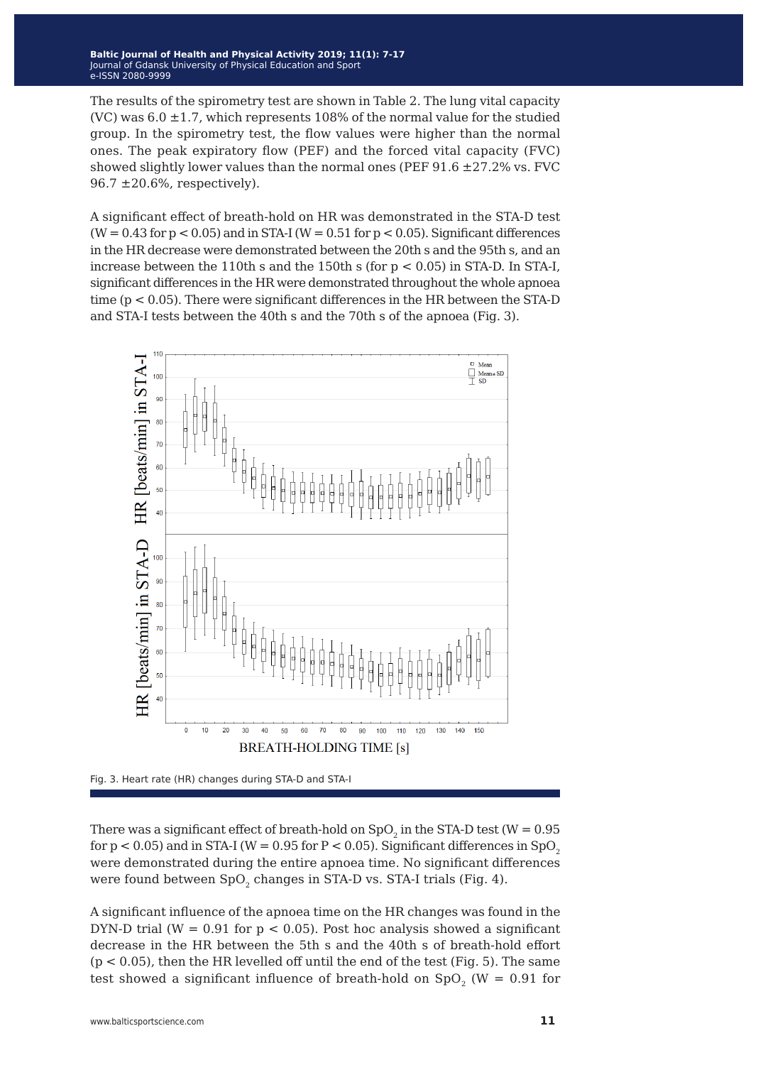The results of the spirometry test are shown in Table 2. The lung vital capacity (VC) was 6.0 ±1.7, which represents 108% of the normal value for the studied group. In the spirometry test, the flow values were higher than the normal ones. The peak expiratory flow (PEF) and the forced vital capacity (FVC) showed slightly lower values than the normal ones (PEF 91.6 ±27.2% vs. FVC 96.7 ±20.6%, respectively).

A significant effect of breath-hold on HR was demonstrated in the STA-D test ($W = 0.43$ for $p < 0.05$) and in STA-I ($W = 0.51$ for $p < 0.05$). Significant differences in the HR decrease were demonstrated between the 20th s and the 95th s, and an increase between the 110th s and the 150th s (for $p < 0.05$) in STA-D. In STA-I, significant differences in the HR were demonstrated throughout the whole apnoea time ($p < 0.05$). There were significant differences in the HR between the STA-D and STA-I tests between the 40th s and the 70th s of the apnoea (Fig. 3).

Fig. 3. Heart rate (HR) changes during STA-D and STA-I

There was a significant effect of breath-hold on $SpO_2$ in the STA-D test ($W = 0.95$ for $p < 0.05$) and in STA-I ($W = 0.95$ for $P < 0.05$). Significant differences in $SpO_2$ were demonstrated during the entire apnoea time. No significant differences were found between $SpO_2$ changes in STA-D vs. STA-I trials (Fig. 4).

A significant influence of the apnoea time on the HR changes was found in the DYN-D trial ($W = 0.91$ for $p < 0.05$). Post hoc analysis showed a significant decrease in the HR between the 5th s and the 40th s of breath-hold effort ($p < 0.05$), then the HR levelled off until the end of the test (Fig. 5). The same test showed a significant influence of breath-hold on $SpO_2$ ($W = 0.91$ for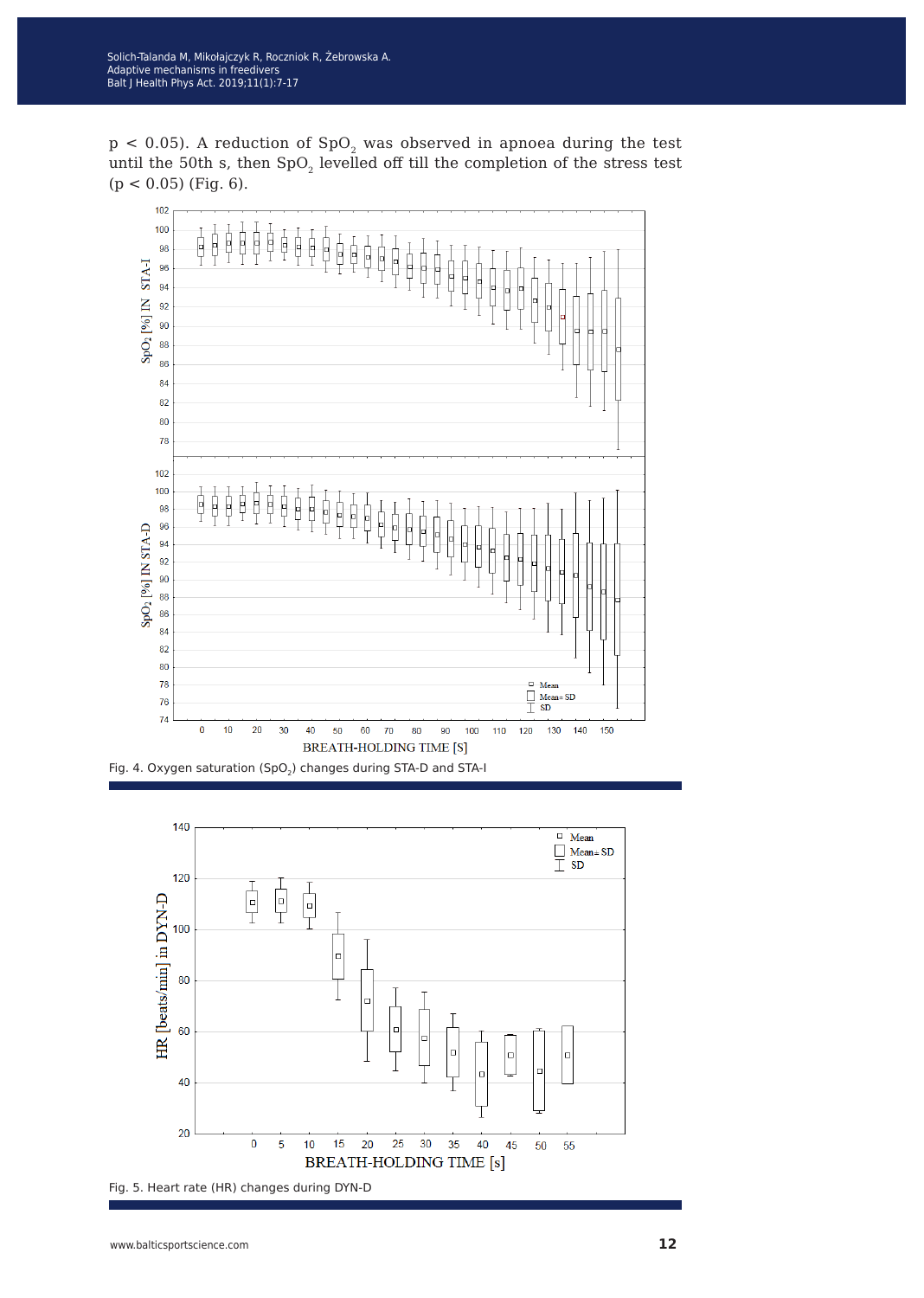$p < 0.05$). A reduction of $SpO_2$ was observed in apnoea during the test until the 50th s, then $SpO_2$ levelled off till the completion of the stress test ($p < 0.05$) (Fig. 6).

Fig. 4. Oxygen saturation ($SpO_2$) changes during STA-D and STA-I

Fig. 5. Heart rate (HR) changes during DYN-D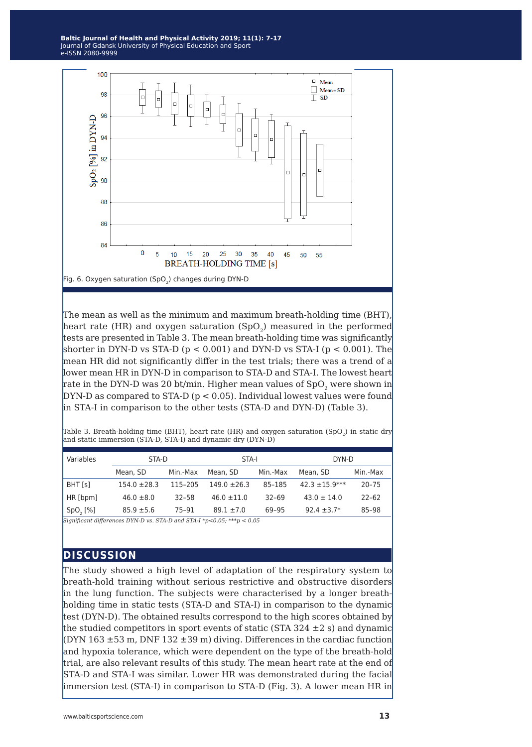Fig. 6. Oxygen saturation ($SpO_2$) changes during DYN-D

The mean as well as the minimum and maximum breath-holding time (BHT), heart rate (HR) and oxygen saturation ($SpO_2$) measured in the performed tests are presented in Table 3. The mean breath-holding time was significantly shorter in DYN-D vs STA-D ($p < 0.001$) and DYN-D vs STA-I ($p < 0.001$). The mean HR did not significantly differ in the test trials; there was a trend of a lower mean HR in DYN-D in comparison to STA-D and STA-I. The lowest heart rate in the DYN-D was 20 bt/min. Higher mean values of $SpO_2$ were shown in DYN-D as compared to STA-D ($p < 0.05$). Individual lowest values were found in STA-I in comparison to the other tests (STA-D and DYN-D) (Table 3).

Table 3. Breath-holding time (BHT), heart rate (HR) and oxygen saturation ($SpO_2$) in static dry and static immersion (STA-D, STA-I) and dynamic dry (DYN-D)

| Variables | STA-D | | STA-I | | DYN-D | |
|---|---|---|---|---|---|---|
| | Mean, SD | Min.-Max | Mean, SD | Min.-Max | Mean, SD | Min.-Max |
| BHT [s] | 154.0 ±28.3 | 115–205 | 149.0 ±26.3 | 85–185 | 42.3 ±15.9*** | 20–75 |
| HR [bpm] | 46.0 ±8.0 | 32–58 | 46.0 ±11.0 | 32–69 | 43.0 ± 14.0 | 22–62 |
| $SpO_2$ [%] | 85.9 ±5.6 | 75–91 | 89.1 ±7.0 | 69–95 | 92.4 ±3.7* | 85–98 |

*Significant differences DYN-D vs. STA-D and STA-I *p<0.05; ***p < 0.05*

## DISCUSSION

The study showed a high level of adaptation of the respiratory system to breath-hold training without serious restrictive and obstructive disorders in the lung function. The subjects were characterised by a longer breath-holding time in static tests (STA-D and STA-I) in comparison to the dynamic test (DYN-D). The obtained results correspond to the high scores obtained by the studied competitors in sport events of static (STA 324 ±2 s) and dynamic (DYN 163 ±53 m, DNF 132 ±39 m) diving. Differences in the cardiac function and hypoxia tolerance, which were dependent on the type of the breath-hold trial, are also relevant results of this study. The mean heart rate at the end of STA-D and STA-I was similar. Lower HR was demonstrated during the facial immersion test (STA-I) in comparison to STA-D (Fig. 3). A lower mean HR in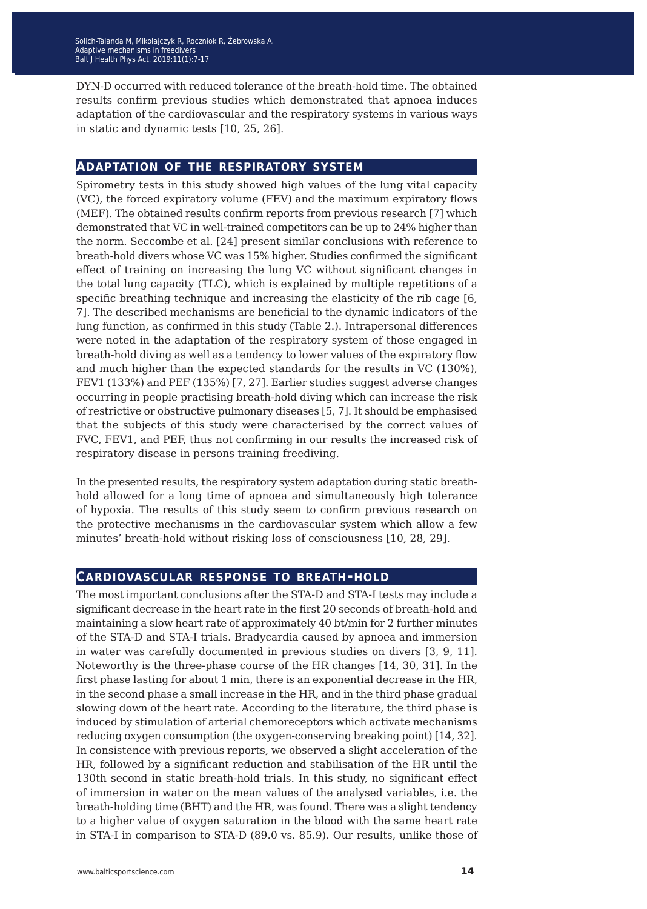DYN-D occurred with reduced tolerance of the breath-hold time. The obtained results confirm previous studies which demonstrated that apnoea induces adaptation of the cardiovascular and the respiratory systems in various ways in static and dynamic tests [10, 25, 26].

## Adaptation of the respiratory system

Spirometry tests in this study showed high values of the lung vital capacity (VC), the forced expiratory volume (FEV) and the maximum expiratory flows (MEF). The obtained results confirm reports from previous research [7] which demonstrated that VC in well-trained competitors can be up to 24% higher than the norm. Seccombe et al. [24] present similar conclusions with reference to breath-hold divers whose VC was 15% higher. Studies confirmed the significant effect of training on increasing the lung VC without significant changes in the total lung capacity (TLC), which is explained by multiple repetitions of a specific breathing technique and increasing the elasticity of the rib cage [6, 7]. The described mechanisms are beneficial to the dynamic indicators of the lung function, as confirmed in this study (Table 2.). Intrapersonal differences were noted in the adaptation of the respiratory system of those engaged in breath-hold diving as well as a tendency to lower values of the expiratory flow and much higher than the expected standards for the results in VC (130%), FEV1 (133%) and PEF (135%) [7, 27]. Earlier studies suggest adverse changes occurring in people practising breath-hold diving which can increase the risk of restrictive or obstructive pulmonary diseases [5, 7]. It should be emphasised that the subjects of this study were characterised by the correct values of FVC, FEV1, and PEF, thus not confirming in our results the increased risk of respiratory disease in persons training freediving.

In the presented results, the respiratory system adaptation during static breath-hold allowed for a long time of apnoea and simultaneously high tolerance of hypoxia. The results of this study seem to confirm previous research on the protective mechanisms in the cardiovascular system which allow a few minutes' breath-hold without risking loss of consciousness [10, 28, 29].

## Cardiovascular response to breath-hold

The most important conclusions after the STA-D and STA-I tests may include a significant decrease in the heart rate in the first 20 seconds of breath-hold and maintaining a slow heart rate of approximately 40 bt/min for 2 further minutes of the STA-D and STA-I trials. Bradycardia caused by apnoea and immersion in water was carefully documented in previous studies on divers [3, 9, 11]. Noteworthy is the three-phase course of the HR changes [14, 30, 31]. In the first phase lasting for about 1 min, there is an exponential decrease in the HR, in the second phase a small increase in the HR, and in the third phase gradual slowing down of the heart rate. According to the literature, the third phase is induced by stimulation of arterial chemoreceptors which activate mechanisms reducing oxygen consumption (the oxygen-conserving breaking point) [14, 32]. In consistence with previous reports, we observed a slight acceleration of the HR, followed by a significant reduction and stabilisation of the HR until the 130th second in static breath-hold trials. In this study, no significant effect of immersion in water on the mean values of the analysed variables, i.e. the breath-holding time (BHT) and the HR, was found. There was a slight tendency to a higher value of oxygen saturation in the blood with the same heart rate in STA-I in comparison to STA-D (89.0 vs. 85.9). Our results, unlike those of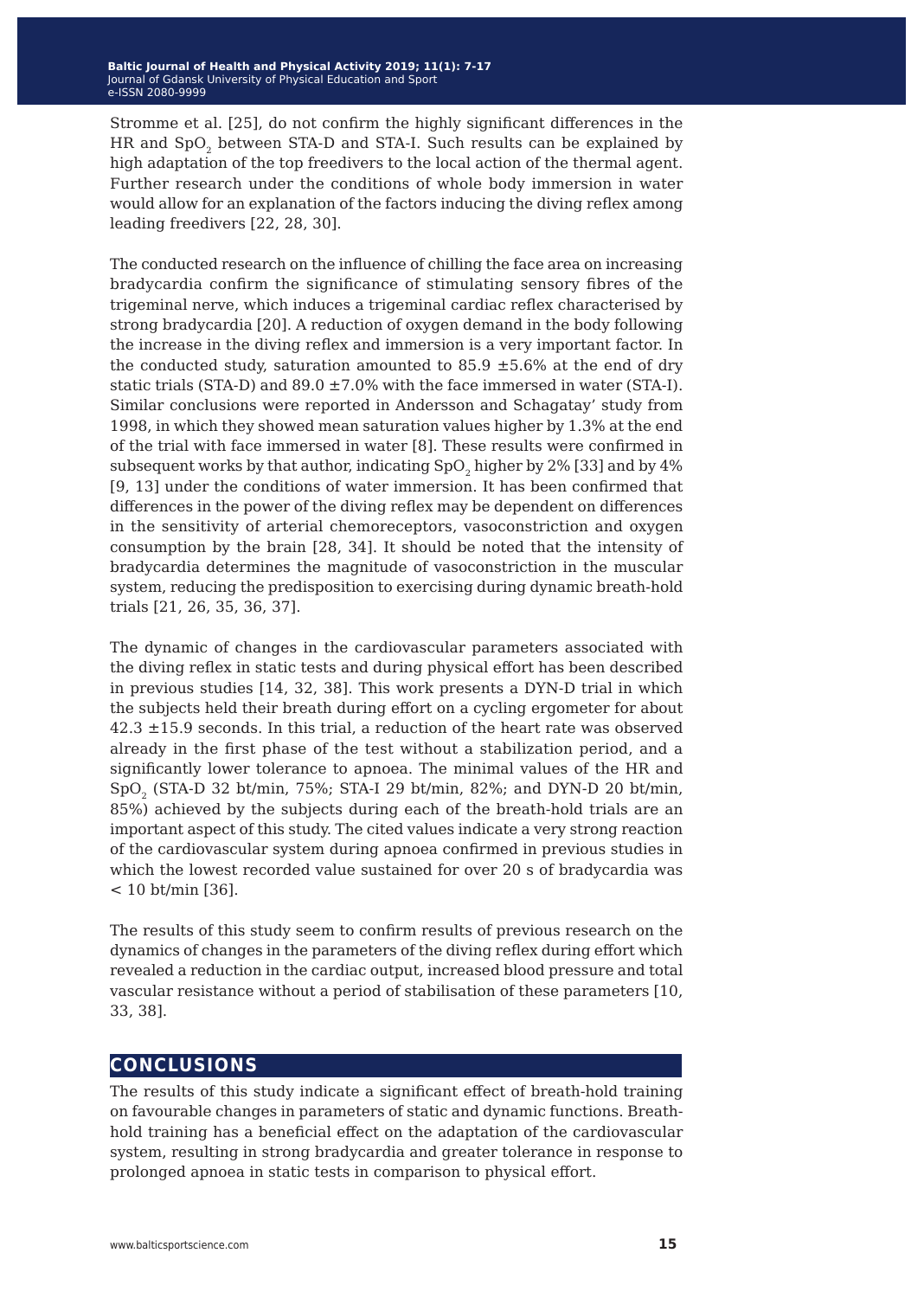Stromme et al. [25], do not confirm the highly significant differences in the HR and $SpO_2$ between STA-D and STA-I. Such results can be explained by high adaptation of the top freedivers to the local action of the thermal agent. Further research under the conditions of whole body immersion in water would allow for an explanation of the factors inducing the diving reflex among leading freedivers [22, 28, 30].

The conducted research on the influence of chilling the face area on increasing bradycardia confirm the significance of stimulating sensory fibres of the trigeminal nerve, which induces a trigeminal cardiac reflex characterised by strong bradycardia [20]. A reduction of oxygen demand in the body following the increase in the diving reflex and immersion is a very important factor. In the conducted study, saturation amounted to 85.9 ±5.6% at the end of dry static trials (STA-D) and 89.0 ±7.0% with the face immersed in water (STA-I). Similar conclusions were reported in Andersson and Schagatay' study from 1998, in which they showed mean saturation values higher by 1.3% at the end of the trial with face immersed in water [8]. These results were confirmed in subsequent works by that author, indicating $SpO_2$ higher by 2% [33] and by 4% [9, 13] under the conditions of water immersion. It has been confirmed that differences in the power of the diving reflex may be dependent on differences in the sensitivity of arterial chemoreceptors, vasoconstriction and oxygen consumption by the brain [28, 34]. It should be noted that the intensity of bradycardia determines the magnitude of vasoconstriction in the muscular system, reducing the predisposition to exercising during dynamic breath-hold trials [21, 26, 35, 36, 37].

The dynamic of changes in the cardiovascular parameters associated with the diving reflex in static tests and during physical effort has been described in previous studies [14, 32, 38]. This work presents a DYN-D trial in which the subjects held their breath during effort on a cycling ergometer for about 42.3 ±15.9 seconds. In this trial, a reduction of the heart rate was observed already in the first phase of the test without a stabilization period, and a significantly lower tolerance to apnoea. The minimal values of the HR and $SpO_2$ (STA-D 32 bt/min, 75%; STA-I 29 bt/min, 82%; and DYN-D 20 bt/min, 85%) achieved by the subjects during each of the breath-hold trials are an important aspect of this study. The cited values indicate a very strong reaction of the cardiovascular system during apnoea confirmed in previous studies in which the lowest recorded value sustained for over 20 s of bradycardia was < 10 bt/min [36].

The results of this study seem to confirm results of previous research on the dynamics of changes in the parameters of the diving reflex during effort which revealed a reduction in the cardiac output, increased blood pressure and total vascular resistance without a period of stabilisation of these parameters [10, 33, 38].

## CONCLUSIONS

The results of this study indicate a significant effect of breath-hold training on favourable changes in parameters of static and dynamic functions. Breath-hold training has a beneficial effect on the adaptation of the cardiovascular system, resulting in strong bradycardia and greater tolerance in response to prolonged apnoea in static tests in comparison to physical effort.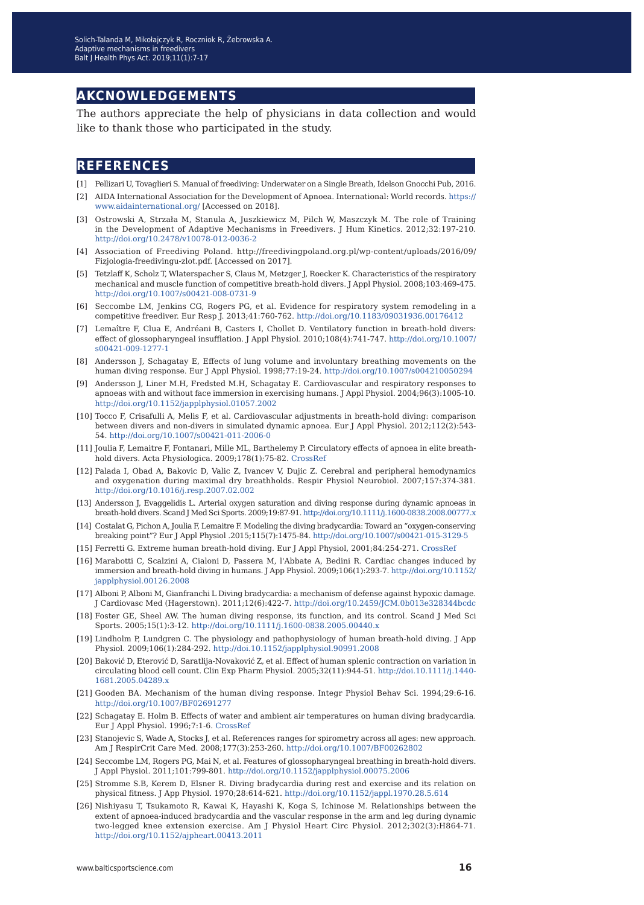## AKCNOWLEDGEMENTS

The authors appreciate the help of physicians in data collection and would like to thank those who participated in the study.

## REFERENCES

[1] Pellizari U, Tovaglieri S. Manual of freediving: Underwater on a Single Breath, Idelson Gnocchi Pub, 2016.

[2] AIDA International Association for the Development of Apnoea. International: World records. https://www.aidainternational.org/ [Accessed on 2018].

[3] Ostrowski A, Strzała M, Stanula A, Juszkiewicz M, Pilch W, Maszczyk M. The role of Training in the Development of Adaptive Mechanisms in Freedivers. J Hum Kinetics. 2012;32:197-210. http://doi.org/10.2478/v10078-012-0036-2

[4] Association of Freediving Poland. http://freedivingpoland.org.pl/wp-content/uploads/2016/09/Fizjologia-freedivingu-zlot.pdf. [Accessed on 2017].

[5] Tetzlaff K, Scholz T, Wlaterspacher S, Claus M, Metzger J, Roecker K. Characteristics of the respiratory mechanical and muscle function of competitive breath-hold divers. J Appl Physiol. 2008;103:469-475. http://doi.org/10.1007/s00421-008-0731-9

[6] Seccombe LM, Jenkins CG, Rogers PG, et al. Evidence for respiratory system remodeling in a competitive freediver. Eur Resp J. 2013;41:760-762. http://doi.org/10.1183/09031936.00176412

[7] Lemaître F, Clua E, Andréani B, Casters I, Chollet D. Ventilatory function in breath-hold divers: effect of glossopharyngeal insufflation. J Appl Physiol. 2010;108(4):741-747. http://doi.org/10.1007/s00421-009-1277-1

[8] Andersson J, Schagatay E, Effects of lung volume and involuntary breathing movements on the human diving response. Eur J Appl Physiol. 1998;77:19-24. http://doi.org/10.1007/s004210050294

[9] Andersson J, Liner M.H, Fredsted M.H, Schagatay E. Cardiovascular and respiratory responses to apnoeas with and without face immersion in exercising humans. J Appl Physiol. 2004;96(3):1005-10. http://doi.org/10.1152/japplphysiol.01057.2002

[10] Tocco F, Crisafulli A, Melis F, et al. Cardiovascular adjustments in breath-hold diving: comparison between divers and non-divers in simulated dynamic apnoea. Eur J Appl Physiol. 2012;112(2):543-54. http://doi.org/10.1007/s00421-011-2006-0

[11] Joulia F, Lemaitre F, Fontanari, Mille ML, Barthelemy P. Circulatory effects of apnoea in elite breath-hold divers. Acta Physiologica. 2009;178(1):75-82. CrossRef

[12] Palada I, Obad A, Bakovic D, Valic Z, Ivancev V, Dujic Z. Cerebral and peripheral hemodynamics and oxygenation during maximal dry breathholds. Respir Physiol Neurobiol. 2007;157:374-381. http://doi.org/10.1016/j.resp.2007.02.002

[13] Andersson J, Evaggelidis L. Arterial oxygen saturation and diving response during dynamic apnoeas in breath-hold divers. Scand J Med Sci Sports. 2009;19:87-91. http://doi.org/10.1111/j.1600-0838.2008.00777.x

[14] Costalat G, Pichon A, Joulia F, Lemaitre F. Modeling the diving bradycardia: Toward an "oxygen-conserving breaking point"? Eur J Appl Physiol .2015;115(7):1475-84. http://doi.org/10.1007/s00421-015-3129-5

[15] Ferretti G. Extreme human breath-hold diving. Eur J Appl Physiol, 2001;84:254-271. CrossRef

[16] Marabotti C, Scalzini A, Cialoni D, Passera M, l'Abbate A, Bedini R. Cardiac changes induced by immersion and breath-hold diving in humans. J App Physiol. 2009;106(1):293-7. http://doi.org/10.1152/japplphysiol.00126.2008

[17] Alboni P, Alboni M, Gianfranchi L Diving bradycardia: a mechanism of defense against hypoxic damage. J Cardiovasc Med (Hagerstown). 2011;12(6):422-7. http://doi.org/10.2459/JCM.0b013e328344bcdc

[18] Foster GE, Sheel AW. The human diving response, its function, and its control. Scand J Med Sci Sports. 2005;15(1):3-12. http://doi.org/10.1111/j.1600-0838.2005.00440.x

[19] Lindholm P, Lundgren C. The physiology and pathophysiology of human breath-hold diving. J App Physiol. 2009;106(1):284-292. http://doi.10.1152/japplphysiol.90991.2008

[20] Baković D, Eterović D, Saratlija-Novaković Z, et al. Effect of human splenic contraction on variation in circulating blood cell count. Clin Exp Pharm Physiol. 2005;32(11):944-51. http://doi.10.1111/j.1440-1681.2005.04289.x

[21] Gooden BA. Mechanism of the human diving response. Integr Physiol Behav Sci. 1994;29:6-16. http://doi.org/10.1007/BF02691277

[22] Schagatay E. Holm B. Effects of water and ambient air temperatures on human diving bradycardia. Eur J Appl Physiol. 1996;7:1-6. CrossRef

[23] Stanojevic S, Wade A, Stocks J, et al. References ranges for spirometry across all ages: new approach. Am J RespirCrit Care Med. 2008;177(3):253-260. http://doi.org/10.1007/BF00262802

[24] Seccombe LM, Rogers PG, Mai N, et al. Features of glossopharyngeal breathing in breath-hold divers. J Appl Physiol. 2011;101:799-801. http://doi.org/10.1152/japplphysiol.00075.2006

[25] Stromme S.B, Kerem D, Elsner R. Diving bradycardia during rest and exercise and its relation on physical fitness. J App Physiol. 1970;28:614-621. http://doi.org/10.1152/jappl.1970.28.5.614

[26] Nishiyasu T, Tsukamoto R, Kawai K, Hayashi K, Koga S, Ichinose M. Relationships between the extent of apnoea-induced bradycardia and the vascular response in the arm and leg during dynamic two-legged knee extension exercise. Am J Physiol Heart Circ Physiol. 2012;302(3):H864-71. http://doi.org/10.1152/ajpheart.00413.2011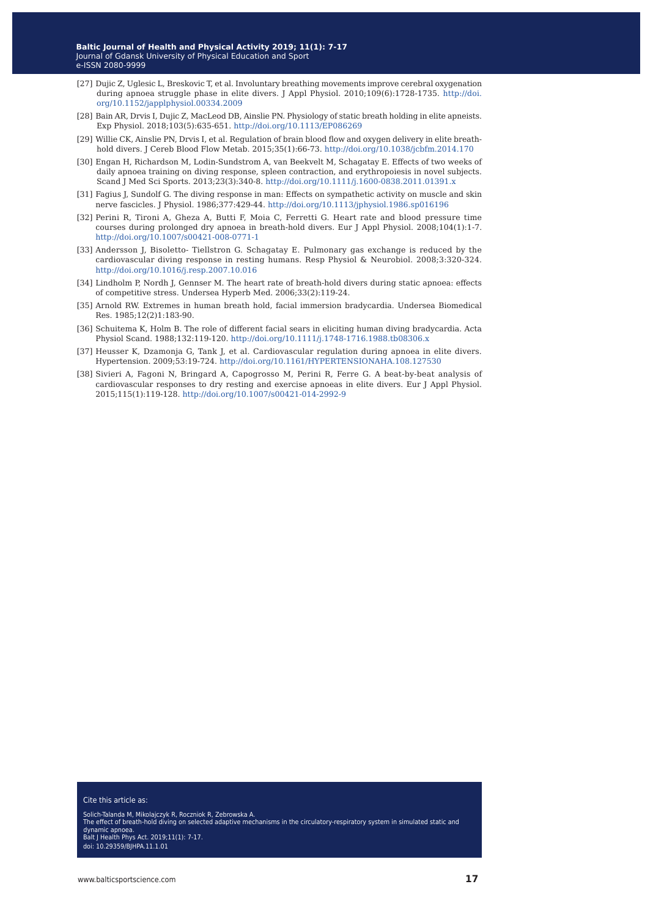[27] Dujic Z, Uglesic L, Breskovic T, et al. Involuntary breathing movements improve cerebral oxygenation during apnoea struggle phase in elite divers. J Appl Physiol. 2010;109(6):1728-1735. http://doi.org/10.1152/japplphysiol.00334.2009

[28] Bain AR, Drvis I, Dujic Z, MacLeod DB, Ainslie PN. Physiology of static breath holding in elite apneists. Exp Physiol. 2018;103(5):635-651. http://doi.org/10.1113/EP086269

[29] Willie CK, Ainslie PN, Drvis I, et al. Regulation of brain blood flow and oxygen delivery in elite breath-hold divers. J Cereb Blood Flow Metab. 2015;35(1):66-73. http://doi.org/10.1038/jcbfm.2014.170

[30] Engan H, Richardson M, Lodin-Sundstrom A, van Beekvelt M, Schagatay E. Effects of two weeks of daily apnoea training on diving response, spleen contraction, and erythropoiesis in novel subjects. Scand J Med Sci Sports. 2013;23(3):340-8. http://doi.org/10.1111/j.1600-0838.2011.01391.x

[31] Fagius J, Sundolf G. The diving response in man: Effects on sympathetic activity on muscle and skin nerve fascicles. J Physiol. 1986;377:429-44. http://doi.org/10.1113/jphysiol.1986.sp016196

[32] Perini R, Tironi A, Gheza A, Butti F, Moia C, Ferretti G. Heart rate and blood pressure time courses during prolonged dry apnoea in breath-hold divers. Eur J Appl Physiol. 2008;104(1):1-7. http://doi.org/10.1007/s00421-008-0771-1

[33] Andersson J, Bisoletto- Tiellstron G. Schagatay E. Pulmonary gas exchange is reduced by the cardiovascular diving response in resting humans. Resp Physiol & Neurobiol. 2008;3:320-324. http://doi.org/10.1016/j.resp.2007.10.016

[34] Lindholm P, Nordh J, Gennser M. The heart rate of breath-hold divers during static apnoea: effects of competitive stress. Undersea Hyperb Med. 2006;33(2):119-24.

[35] Arnold RW. Extremes in human breath hold, facial immersion bradycardia. Undersea Biomedical Res. 1985;12(2)1:183-90.

[36] Schuitema K, Holm B. The role of different facial sears in eliciting human diving bradycardia. Acta Physiol Scand. 1988;132:119-120. http://doi.org/10.1111/j.1748-1716.1988.tb08306.x

[37] Heusser K, Dzamonja G, Tank J, et al. Cardiovascular regulation during apnoea in elite divers. Hypertension. 2009;53:19-724. http://doi.org/10.1161/HYPERTENSIONAHA.108.127530

[38] Sivieri A, Fagoni N, Bringard A, Capogrosso M, Perini R, Ferre G. A beat-by-beat analysis of cardiovascular responses to dry resting and exercise apnoeas in elite divers. Eur J Appl Physiol. 2015;115(1):119-128. http://doi.org/10.1007/s00421-014-2992-9

Cite this article as:

Solich-Talanda M, Mikolajczyk R, Roczniok R, Zebrowska A.
The effect of breath-hold diving on selected adaptive mechanisms in the circulatory-respiratory system in simulated static and dynamic apnoea.
Balt J Health Phys Act. 2019;11(1): 7-17.
doi: 10.29359/BJHPA.11.1.01